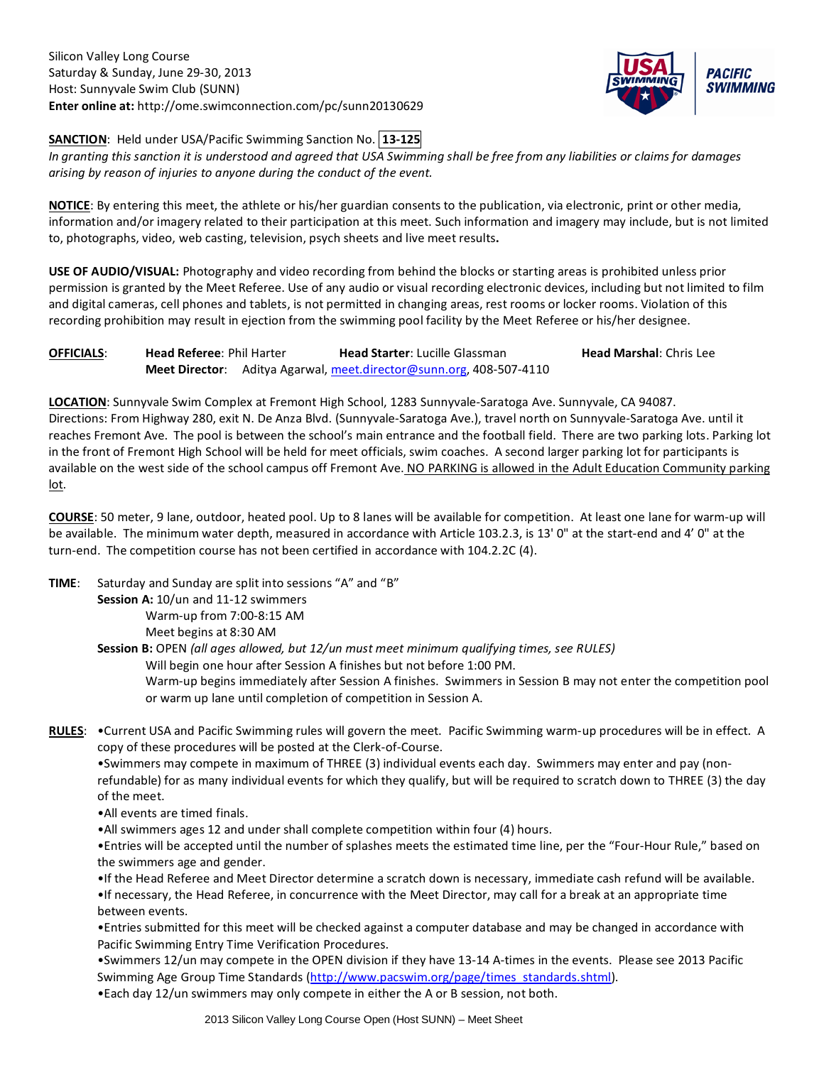Silicon Valley Long Course
Saturday & Sunday, June 29-30, 2013
Host: Sunnyvale Swim Club (SUNN)
**Enter online at:** http://ome.swimconnection.com/pc/sunn20130629

**SANCTION**: Held under USA/Pacific Swimming Sanction No. **13-125**
*In granting this sanction it is understood and agreed that USA Swimming shall be free from any liabilities or claims for damages arising by reason of injuries to anyone during the conduct of the event.*

**NOTICE**: By entering this meet, the athlete or his/her guardian consents to the publication, via electronic, print or other media, information and/or imagery related to their participation at this meet. Such information and imagery may include, but is not limited to, photographs, video, web casting, television, psych sheets and live meet results**.**

**USE OF AUDIO/VISUAL:** Photography and video recording from behind the blocks or starting areas is prohibited unless prior permission is granted by the Meet Referee. Use of any audio or visual recording electronic devices, including but not limited to film and digital cameras, cell phones and tablets, is not permitted in changing areas, rest rooms or locker rooms. Violation of this recording prohibition may result in ejection from the swimming pool facility by the Meet Referee or his/her designee.

**OFFICIALS**: **Head Referee**: Phil Harter **Head Starter**: Lucille Glassman **Head Marshal**: Chris Lee
**Meet Director**: Aditya Agarwal, meet.director@sunn.org, 408-507-4110

**LOCATION**: Sunnyvale Swim Complex at Fremont High School, 1283 Sunnyvale-Saratoga Ave. Sunnyvale, CA 94087.
Directions: From Highway 280, exit N. De Anza Blvd. (Sunnyvale-Saratoga Ave.), travel north on Sunnyvale-Saratoga Ave. until it reaches Fremont Ave. The pool is between the school's main entrance and the football field. There are two parking lots. Parking lot in the front of Fremont High School will be held for meet officials, swim coaches. A second larger parking lot for participants is available on the west side of the school campus off Fremont Ave. NO PARKING is allowed in the Adult Education Community parking lot.

**COURSE**: 50 meter, 9 lane, outdoor, heated pool. Up to 8 lanes will be available for competition. At least one lane for warm-up will be available. The minimum water depth, measured in accordance with Article 103.2.3, is 13' 0" at the start-end and 4' 0" at the turn-end. The competition course has not been certified in accordance with 104.2.2C (4).

**TIME**: Saturday and Sunday are split into sessions "A" and "B"

**Session A:** 10/un and 11-12 swimmers
- Warm-up from 7:00-8:15 AM
- Meet begins at 8:30 AM

**Session B:** OPEN *(all ages allowed, but 12/un must meet minimum qualifying times, see RULES)*
- Will begin one hour after Session A finishes but not before 1:00 PM.
- Warm-up begins immediately after Session A finishes. Swimmers in Session B may not enter the competition pool or warm up lane until completion of competition in Session A.

**RULES**:
- Current USA and Pacific Swimming rules will govern the meet. Pacific Swimming warm-up procedures will be in effect. A copy of these procedures will be posted at the Clerk-of-Course.
- Swimmers may compete in maximum of THREE (3) individual events each day. Swimmers may enter and pay (non-refundable) for as many individual events for which they qualify, but will be required to scratch down to THREE (3) the day of the meet.
- All events are timed finals.
- All swimmers ages 12 and under shall complete competition within four (4) hours.
- Entries will be accepted until the number of splashes meets the estimated time line, per the "Four-Hour Rule," based on the swimmers age and gender.
- If the Head Referee and Meet Director determine a scratch down is necessary, immediate cash refund will be available.
- If necessary, the Head Referee, in concurrence with the Meet Director, may call for a break at an appropriate time between events.
- Entries submitted for this meet will be checked against a computer database and may be changed in accordance with Pacific Swimming Entry Time Verification Procedures.
- Swimmers 12/un may compete in the OPEN division if they have 13-14 A-times in the events. Please see 2013 Pacific Swimming Age Group Time Standards (http://www.pacswim.org/page/times_standards.shtml).
- Each day 12/un swimmers may only compete in either the A or B session, not both.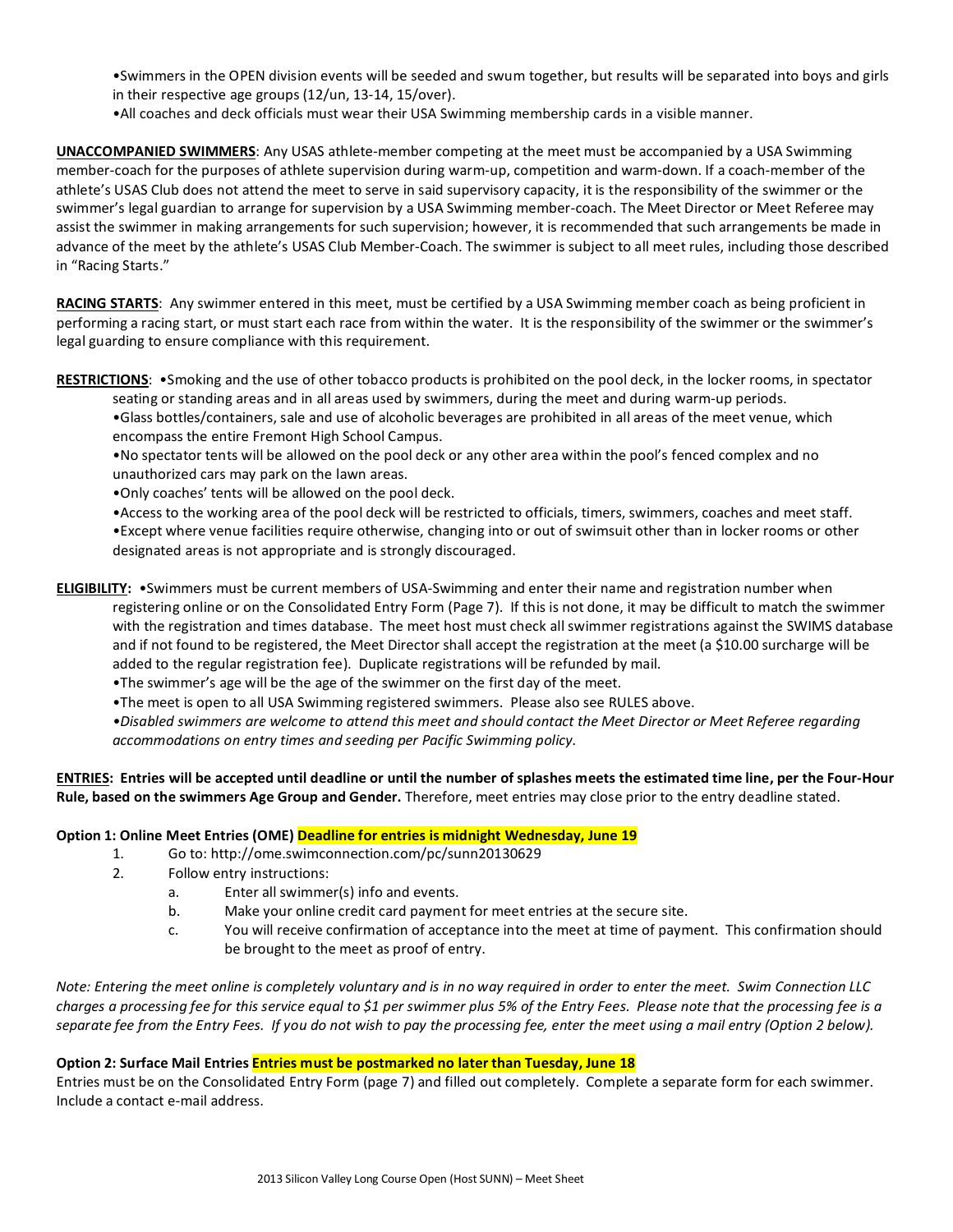•Swimmers in the OPEN division events will be seeded and swum together, but results will be separated into boys and girls in their respective age groups (12/un, 13-14, 15/over).
•All coaches and deck officials must wear their USA Swimming membership cards in a visible manner.

**UNACCOMPANIED SWIMMERS**: Any USAS athlete-member competing at the meet must be accompanied by a USA Swimming member-coach for the purposes of athlete supervision during warm-up, competition and warm-down. If a coach-member of the athlete's USAS Club does not attend the meet to serve in said supervisory capacity, it is the responsibility of the swimmer or the swimmer's legal guardian to arrange for supervision by a USA Swimming member-coach. The Meet Director or Meet Referee may assist the swimmer in making arrangements for such supervision; however, it is recommended that such arrangements be made in advance of the meet by the athlete's USAS Club Member-Coach. The swimmer is subject to all meet rules, including those described in "Racing Starts."

**RACING STARTS**: Any swimmer entered in this meet, must be certified by a USA Swimming member coach as being proficient in performing a racing start, or must start each race from within the water. It is the responsibility of the swimmer or the swimmer's legal guarding to ensure compliance with this requirement.

**RESTRICTIONS**: •Smoking and the use of other tobacco products is prohibited on the pool deck, in the locker rooms, in spectator seating or standing areas and in all areas used by swimmers, during the meet and during warm-up periods.
•Glass bottles/containers, sale and use of alcoholic beverages are prohibited in all areas of the meet venue, which encompass the entire Fremont High School Campus.
•No spectator tents will be allowed on the pool deck or any other area within the pool's fenced complex and no unauthorized cars may park on the lawn areas.
•Only coaches' tents will be allowed on the pool deck.
•Access to the working area of the pool deck will be restricted to officials, timers, swimmers, coaches and meet staff.
•Except where venue facilities require otherwise, changing into or out of swimsuit other than in locker rooms or other designated areas is not appropriate and is strongly discouraged.

**ELIGIBILITY:** •Swimmers must be current members of USA-Swimming and enter their name and registration number when registering online or on the Consolidated Entry Form (Page 7). If this is not done, it may be difficult to match the swimmer with the registration and times database. The meet host must check all swimmer registrations against the SWIMS database and if not found to be registered, the Meet Director shall accept the registration at the meet (a $10.00 surcharge will be added to the regular registration fee). Duplicate registrations will be refunded by mail.
•The swimmer's age will be the age of the swimmer on the first day of the meet.
•The meet is open to all USA Swimming registered swimmers. Please also see RULES above.
*•Disabled swimmers are welcome to attend this meet and should contact the Meet Director or Meet Referee regarding accommodations on entry times and seeding per Pacific Swimming policy.*

**ENTRIES: Entries will be accepted until deadline or until the number of splashes meets the estimated time line, per the Four-Hour Rule, based on the swimmers Age Group and Gender.** Therefore, meet entries may close prior to the entry deadline stated.

**Option 1: Online Meet Entries (OME) Deadline for entries is midnight Wednesday, June 19**

1. Go to: http://ome.swimconnection.com/pc/sunn20130629
2. Follow entry instructions:
   a. Enter all swimmer(s) info and events.
   b. Make your online credit card payment for meet entries at the secure site.
   c. You will receive confirmation of acceptance into the meet at time of payment. This confirmation should be brought to the meet as proof of entry.

*Note: Entering the meet online is completely voluntary and is in no way required in order to enter the meet. Swim Connection LLC charges a processing fee for this service equal to $1 per swimmer plus 5% of the Entry Fees. Please note that the processing fee is a separate fee from the Entry Fees. If you do not wish to pay the processing fee, enter the meet using a mail entry (Option 2 below).*

**Option 2: Surface Mail Entries Entries must be postmarked no later than Tuesday, June 18**

Entries must be on the Consolidated Entry Form (page 7) and filled out completely. Complete a separate form for each swimmer. Include a contact e-mail address.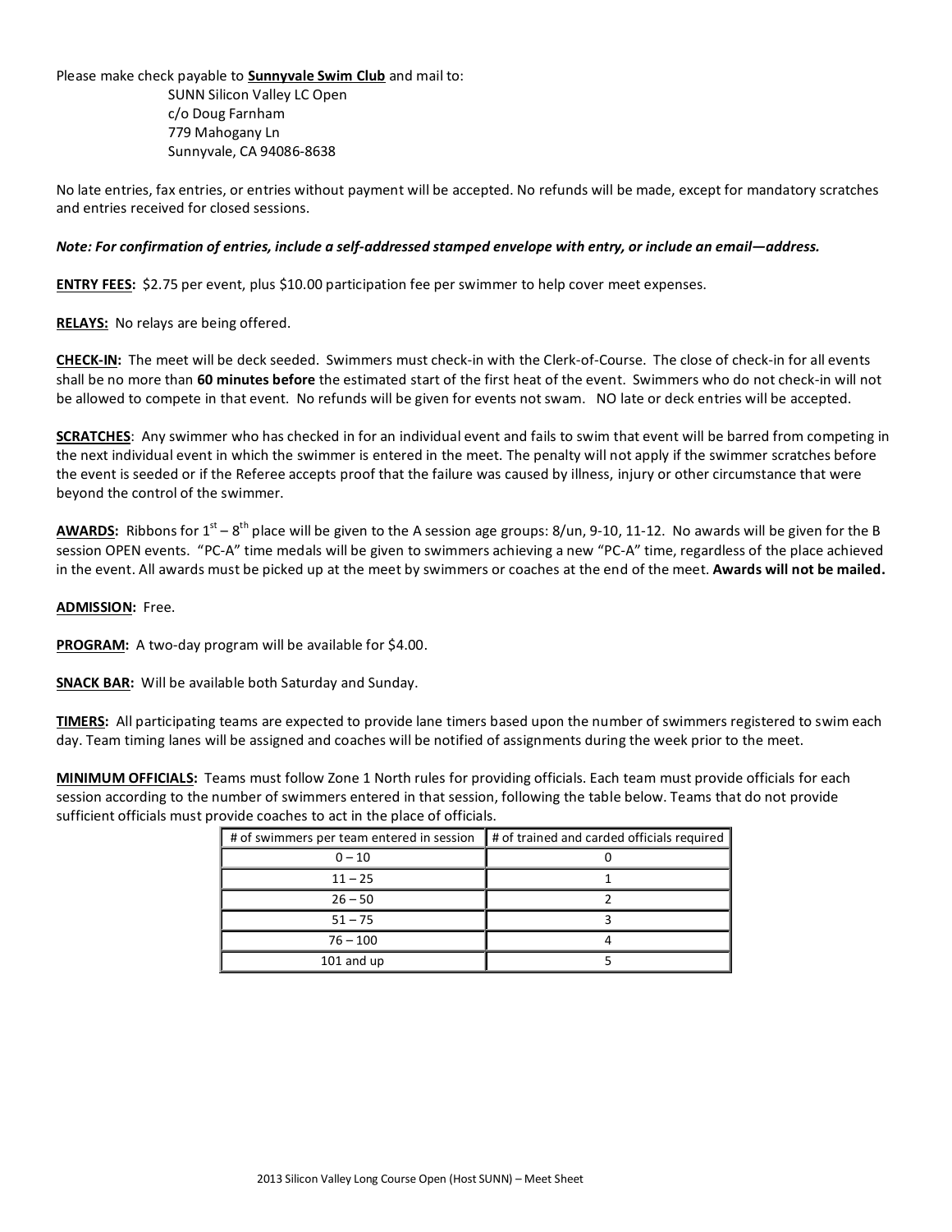Please make check payable to **Sunnyvale Swim Club** and mail to:

SUNN Silicon Valley LC Open
c/o Doug Farnham
779 Mahogany Ln
Sunnyvale, CA 94086-8638

No late entries, fax entries, or entries without payment will be accepted. No refunds will be made, except for mandatory scratches and entries received for closed sessions.

***Note: For confirmation of entries, include a self-addressed stamped envelope with entry, or include an email—address.***

**ENTRY FEES:** $2.75 per event, plus $10.00 participation fee per swimmer to help cover meet expenses.

**RELAYS:** No relays are being offered.

**CHECK-IN:** The meet will be deck seeded. Swimmers must check-in with the Clerk-of-Course. The close of check-in for all events shall be no more than **60 minutes before** the estimated start of the first heat of the event. Swimmers who do not check-in will not be allowed to compete in that event. No refunds will be given for events not swam. NO late or deck entries will be accepted.

**SCRATCHES**: Any swimmer who has checked in for an individual event and fails to swim that event will be barred from competing in the next individual event in which the swimmer is entered in the meet. The penalty will not apply if the swimmer scratches before the event is seeded or if the Referee accepts proof that the failure was caused by illness, injury or other circumstance that were beyond the control of the swimmer.

**AWARDS:** Ribbons for 1st – 8th place will be given to the A session age groups: 8/un, 9-10, 11-12. No awards will be given for the B session OPEN events. "PC-A" time medals will be given to swimmers achieving a new "PC-A" time, regardless of the place achieved in the event. All awards must be picked up at the meet by swimmers or coaches at the end of the meet. **Awards will not be mailed.**

**ADMISSION:** Free.

**PROGRAM:** A two-day program will be available for $4.00.

**SNACK BAR:** Will be available both Saturday and Sunday.

**TIMERS:** All participating teams are expected to provide lane timers based upon the number of swimmers registered to swim each day. Team timing lanes will be assigned and coaches will be notified of assignments during the week prior to the meet.

**MINIMUM OFFICIALS:** Teams must follow Zone 1 North rules for providing officials. Each team must provide officials for each session according to the number of swimmers entered in that session, following the table below. Teams that do not provide sufficient officials must provide coaches to act in the place of officials.

| # of swimmers per team entered in session | # of trained and carded officials required |
|---|---|
| 0 – 10 | 0 |
| 11 – 25 | 1 |
| 26 – 50 | 2 |
| 51 – 75 | 3 |
| 76 – 100 | 4 |
| 101 and up | 5 |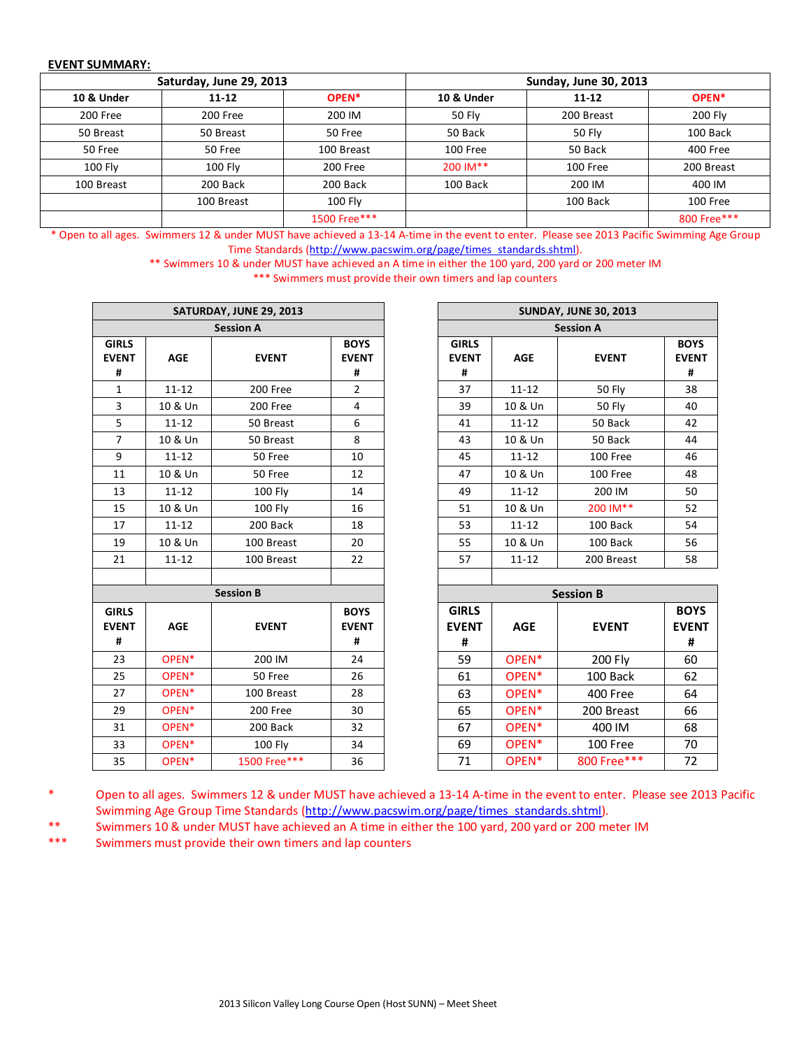**EVENT SUMMARY:**

| Saturday, June 29, 2013 | | | Sunday, June 30, 2013 | | |
|---|---|---|---|---|---|
| 10 & Under | 11-12 | OPEN* | 10 & Under | 11-12 | OPEN* |
| 200 Free | 200 Free | 200 IM | 50 Fly | 200 Breast | 200 Fly |
| 50 Breast | 50 Breast | 50 Free | 50 Back | 50 Fly | 100 Back |
| 50 Free | 50 Free | 100 Breast | 100 Free | 50 Back | 400 Free |
| 100 Fly | 100 Fly | 200 Free | 200 IM** | 100 Free | 200 Breast |
| 100 Breast | 200 Back | 200 Back | 100 Back | 200 IM | 400 IM |
| | 100 Breast | 100 Fly | | 100 Back | 100 Free |
| | | 1500 Free*** | | | 800 Free*** |

\* Open to all ages. Swimmers 12 & under MUST have achieved a 13-14 A-time in the event to enter. Please see 2013 Pacific Swimming Age Group Time Standards (http://www.pacswim.org/page/times_standards.shtml).

** Swimmers 10 & under MUST have achieved an A time in either the 100 yard, 200 yard or 200 meter IM

*** Swimmers must provide their own timers and lap counters

**SATURDAY, JUNE 29, 2013**

| Session A | | | |
|---|---|---|---|
| GIRLS EVENT # | AGE | EVENT | BOYS EVENT # |
| 1 | 11-12 | 200 Free | 2 |
| 3 | 10 & Un | 200 Free | 4 |
| 5 | 11-12 | 50 Breast | 6 |
| 7 | 10 & Un | 50 Breast | 8 |
| 9 | 11-12 | 50 Free | 10 |
| 11 | 10 & Un | 50 Free | 12 |
| 13 | 11-12 | 100 Fly | 14 |
| 15 | 10 & Un | 100 Fly | 16 |
| 17 | 11-12 | 200 Back | 18 |
| 19 | 10 & Un | 100 Breast | 20 |
| 21 | 11-12 | 100 Breast | 22 |

| Session B | | | |
|---|---|---|---|
| GIRLS EVENT # | AGE | EVENT | BOYS EVENT # |
| 23 | OPEN* | 200 IM | 24 |
| 25 | OPEN* | 50 Free | 26 |
| 27 | OPEN* | 100 Breast | 28 |
| 29 | OPEN* | 200 Free | 30 |
| 31 | OPEN* | 200 Back | 32 |
| 33 | OPEN* | 100 Fly | 34 |
| 35 | OPEN* | 1500 Free*** | 36 |

**SUNDAY, JUNE 30, 2013**

| Session A | | | |
|---|---|---|---|
| GIRLS EVENT # | AGE | EVENT | BOYS EVENT # |
| 37 | 11-12 | 50 Fly | 38 |
| 39 | 10 & Un | 50 Fly | 40 |
| 41 | 11-12 | 50 Back | 42 |
| 43 | 10 & Un | 50 Back | 44 |
| 45 | 11-12 | 100 Free | 46 |
| 47 | 10 & Un | 100 Free | 48 |
| 49 | 11-12 | 200 IM | 50 |
| 51 | 10 & Un | 200 IM** | 52 |
| 53 | 11-12 | 100 Back | 54 |
| 55 | 10 & Un | 100 Back | 56 |
| 57 | 11-12 | 200 Breast | 58 |

| Session B | | | |
|---|---|---|---|
| GIRLS EVENT # | AGE | EVENT | BOYS EVENT # |
| 59 | OPEN* | 200 Fly | 60 |
| 61 | OPEN* | 100 Back | 62 |
| 63 | OPEN* | 400 Free | 64 |
| 65 | OPEN* | 200 Breast | 66 |
| 67 | OPEN* | 400 IM | 68 |
| 69 | OPEN* | 100 Free | 70 |
| 71 | OPEN* | 800 Free*** | 72 |

\* Open to all ages. Swimmers 12 & under MUST have achieved a 13-14 A-time in the event to enter. Please see 2013 Pacific Swimming Age Group Time Standards (http://www.pacswim.org/page/times_standards.shtml).

** Swimmers 10 & under MUST have achieved an A time in either the 100 yard, 200 yard or 200 meter IM

*** Swimmers must provide their own timers and lap counters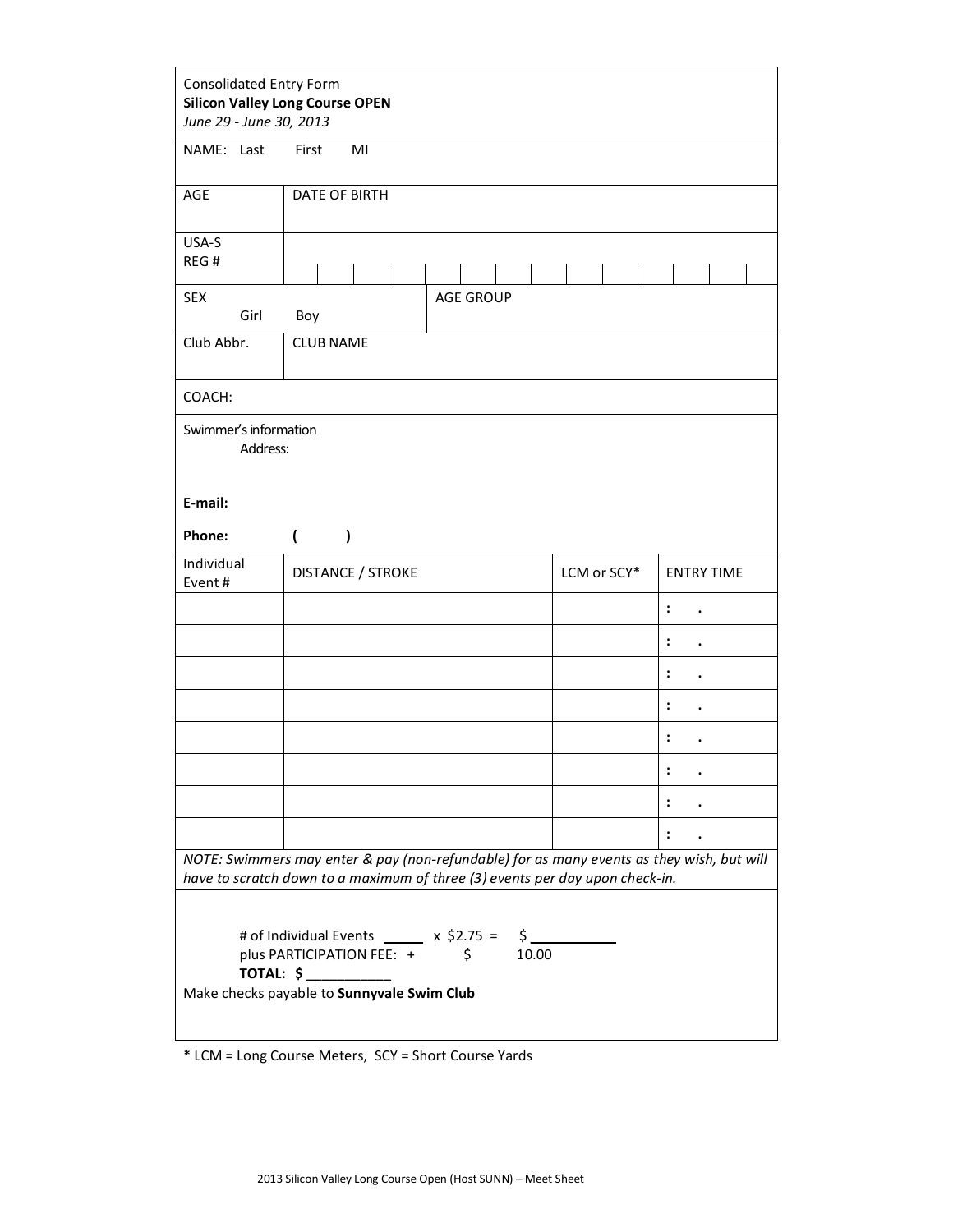Consolidated Entry Form
**Silicon Valley Long Course OPEN**
*June 29 - June 30, 2013*

| | | | | |
|---|---|---|---|---|
| NAME: Last | First MI | | | |
| AGE | DATE OF BIRTH | | | |
| USA-S REG # | | | | |
| SEX Girl Boy | | AGE GROUP | | |
| Club Abbr. | CLUB NAME | | | |
| COACH: | | | | |

Swimmer's information
Address:

**E-mail:**

**Phone:** ( )

| Individual Event # | DISTANCE / STROKE | LCM or SCY* | ENTRY TIME |
|---|---|---|---|
| | | | : . |
| | | | : . |
| | | | : . |
| | | | : . |
| | | | : . |
| | | | : . |
| | | | : . |
| | | | : . |

*NOTE: Swimmers may enter & pay (non-refundable) for as many events as they wish, but will have to scratch down to a maximum of three (3) events per day upon check-in.*

# of Individual Events _____ x $2.75 = $ ___________
plus PARTICIPATION FEE: + $ 10.00
**TOTAL: $ ___________**

Make checks payable to **Sunnyvale Swim Club**

* LCM = Long Course Meters, SCY = Short Course Yards